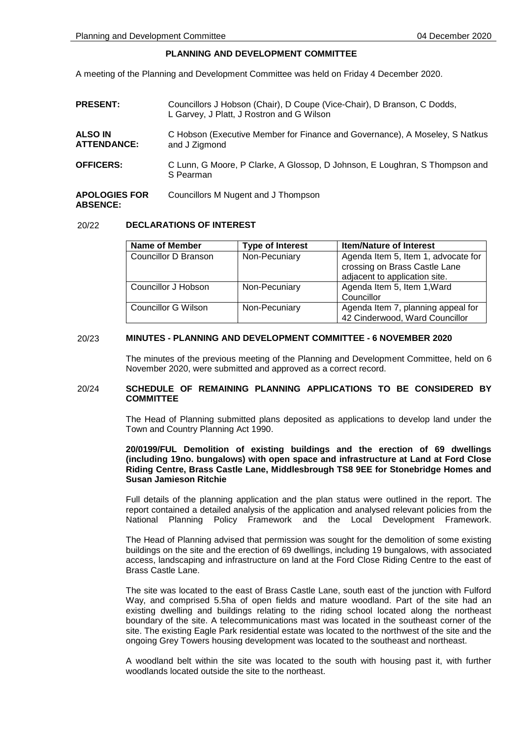# PLANNING AND DEVELOPMENT COMMITTEE

A meeting of the Planning and Development Committee was held on Friday 4 December 2020.

**PRESENT:** Councillors J Hobson (Chair), D Coupe (Vice-Chair), D Branson, C Dodds, L Garvey, J Platt, J Rostron and G Wilson

**ALSO IN ATTENDANCE:** C Hobson (Executive Member for Finance and Governance), A Moseley, S Natkus and J Zigmond

**OFFICERS:** C Lunn, G Moore, P Clarke, A Glossop, D Johnson, E Loughran, S Thompson and S Pearman

**APOLOGIES FOR ABSENCE:** Councillors M Nugent and J Thompson

## 20/22 DECLARATIONS OF INTEREST

| Name of Member | Type of Interest | Item/Nature of Interest |
|---|---|---|
| Councillor D Branson | Non-Pecuniary | Agenda Item 5, Item 1, advocate for crossing on Brass Castle Lane adjacent to application site. |
| Councillor J Hobson | Non-Pecuniary | Agenda Item 5, Item 1,Ward Councillor |
| Councillor G Wilson | Non-Pecuniary | Agenda Item 7, planning appeal for 42 Cinderwood, Ward Councillor |

## 20/23 MINUTES - PLANNING AND DEVELOPMENT COMMITTEE - 6 NOVEMBER 2020

The minutes of the previous meeting of the Planning and Development Committee, held on 6 November 2020, were submitted and approved as a correct record.

## 20/24 SCHEDULE OF REMAINING PLANNING APPLICATIONS TO BE CONSIDERED BY COMMITTEE

The Head of Planning submitted plans deposited as applications to develop land under the Town and Country Planning Act 1990.

**20/0199/FUL Demolition of existing buildings and the erection of 69 dwellings (including 19no. bungalows) with open space and infrastructure at Land at Ford Close Riding Centre, Brass Castle Lane, Middlesbrough TS8 9EE for Stonebridge Homes and Susan Jamieson Ritchie**

Full details of the planning application and the plan status were outlined in the report. The report contained a detailed analysis of the application and analysed relevant policies from the National Planning Policy Framework and the Local Development Framework.

The Head of Planning advised that permission was sought for the demolition of some existing buildings on the site and the erection of 69 dwellings, including 19 bungalows, with associated access, landscaping and infrastructure on land at the Ford Close Riding Centre to the east of Brass Castle Lane.

The site was located to the east of Brass Castle Lane, south east of the junction with Fulford Way, and comprised 5.5ha of open fields and mature woodland. Part of the site had an existing dwelling and buildings relating to the riding school located along the northeast boundary of the site. A telecommunications mast was located in the southeast corner of the site. The existing Eagle Park residential estate was located to the northwest of the site and the ongoing Grey Towers housing development was located to the southeast and northeast.

A woodland belt within the site was located to the south with housing past it, with further woodlands located outside the site to the northeast.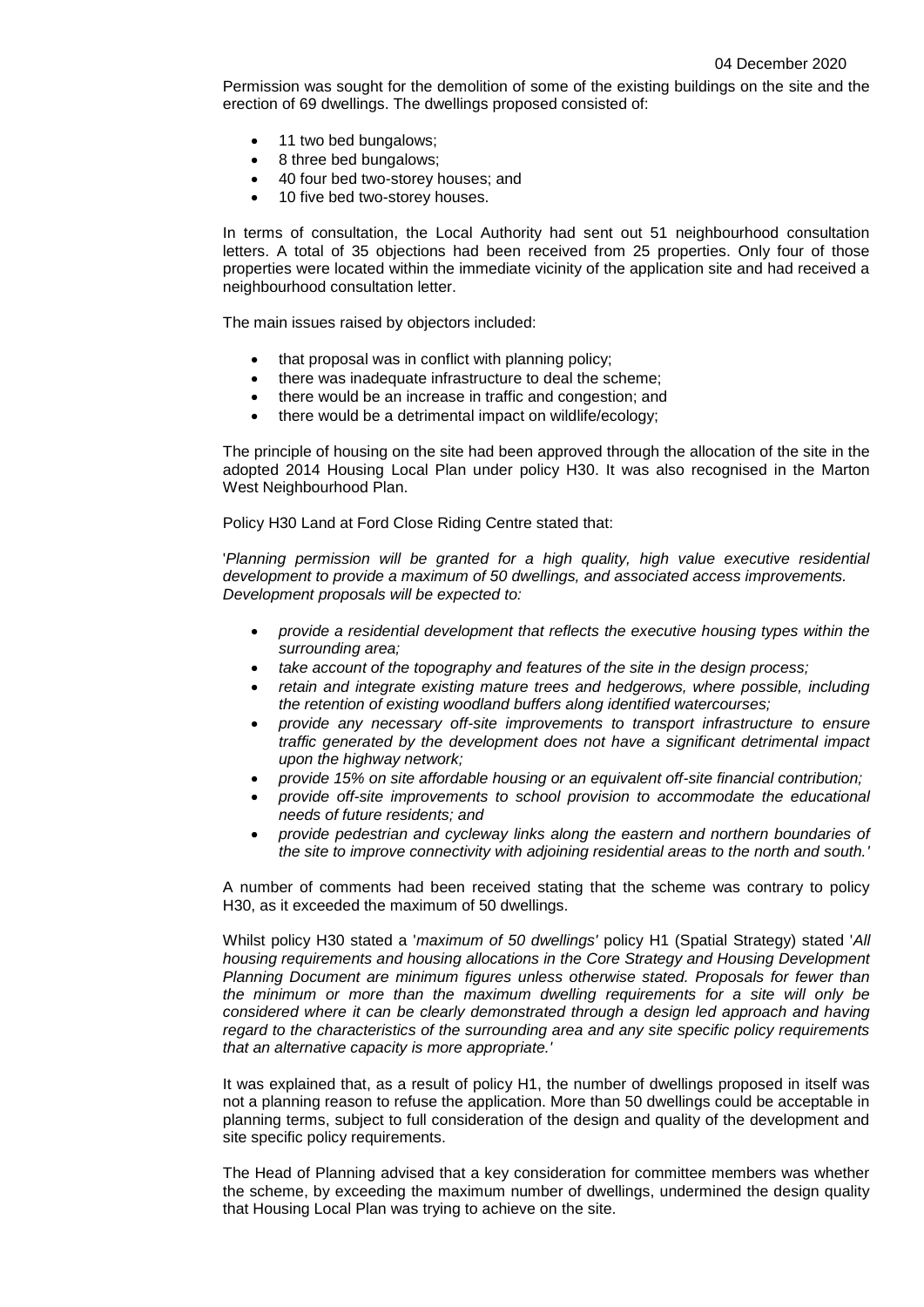Permission was sought for the demolition of some of the existing buildings on the site and the erection of 69 dwellings. The dwellings proposed consisted of:

- 11 two bed bungalows;
- 8 three bed bungalows;
- 40 four bed two-storey houses; and
- 10 five bed two-storey houses.

In terms of consultation, the Local Authority had sent out 51 neighbourhood consultation letters. A total of 35 objections had been received from 25 properties. Only four of those properties were located within the immediate vicinity of the application site and had received a neighbourhood consultation letter.

The main issues raised by objectors included:

- that proposal was in conflict with planning policy;
- there was inadequate infrastructure to deal the scheme;
- there would be an increase in traffic and congestion; and
- there would be a detrimental impact on wildlife/ecology;

The principle of housing on the site had been approved through the allocation of the site in the adopted 2014 Housing Local Plan under policy H30. It was also recognised in the Marton West Neighbourhood Plan.

Policy H30 Land at Ford Close Riding Centre stated that:

'*Planning permission will be granted for a high quality, high value executive residential development to provide a maximum of 50 dwellings, and associated access improvements. Development proposals will be expected to:*

- *provide a residential development that reflects the executive housing types within the surrounding area;*
- *take account of the topography and features of the site in the design process;*
- *retain and integrate existing mature trees and hedgerows, where possible, including the retention of existing woodland buffers along identified watercourses;*
- *provide any necessary off-site improvements to transport infrastructure to ensure traffic generated by the development does not have a significant detrimental impact upon the highway network;*
- *provide 15% on site affordable housing or an equivalent off-site financial contribution;*
- *provide off-site improvements to school provision to accommodate the educational needs of future residents; and*
- *provide pedestrian and cycleway links along the eastern and northern boundaries of the site to improve connectivity with adjoining residential areas to the north and south.'*

A number of comments had been received stating that the scheme was contrary to policy H30, as it exceeded the maximum of 50 dwellings.

Whilst policy H30 stated a '*maximum of 50 dwellings'* policy H1 (Spatial Strategy) stated '*All housing requirements and housing allocations in the Core Strategy and Housing Development Planning Document are minimum figures unless otherwise stated. Proposals for fewer than the minimum or more than the maximum dwelling requirements for a site will only be considered where it can be clearly demonstrated through a design led approach and having regard to the characteristics of the surrounding area and any site specific policy requirements that an alternative capacity is more appropriate.'*

It was explained that, as a result of policy H1, the number of dwellings proposed in itself was not a planning reason to refuse the application. More than 50 dwellings could be acceptable in planning terms, subject to full consideration of the design and quality of the development and site specific policy requirements.

The Head of Planning advised that a key consideration for committee members was whether the scheme, by exceeding the maximum number of dwellings, undermined the design quality that Housing Local Plan was trying to achieve on the site.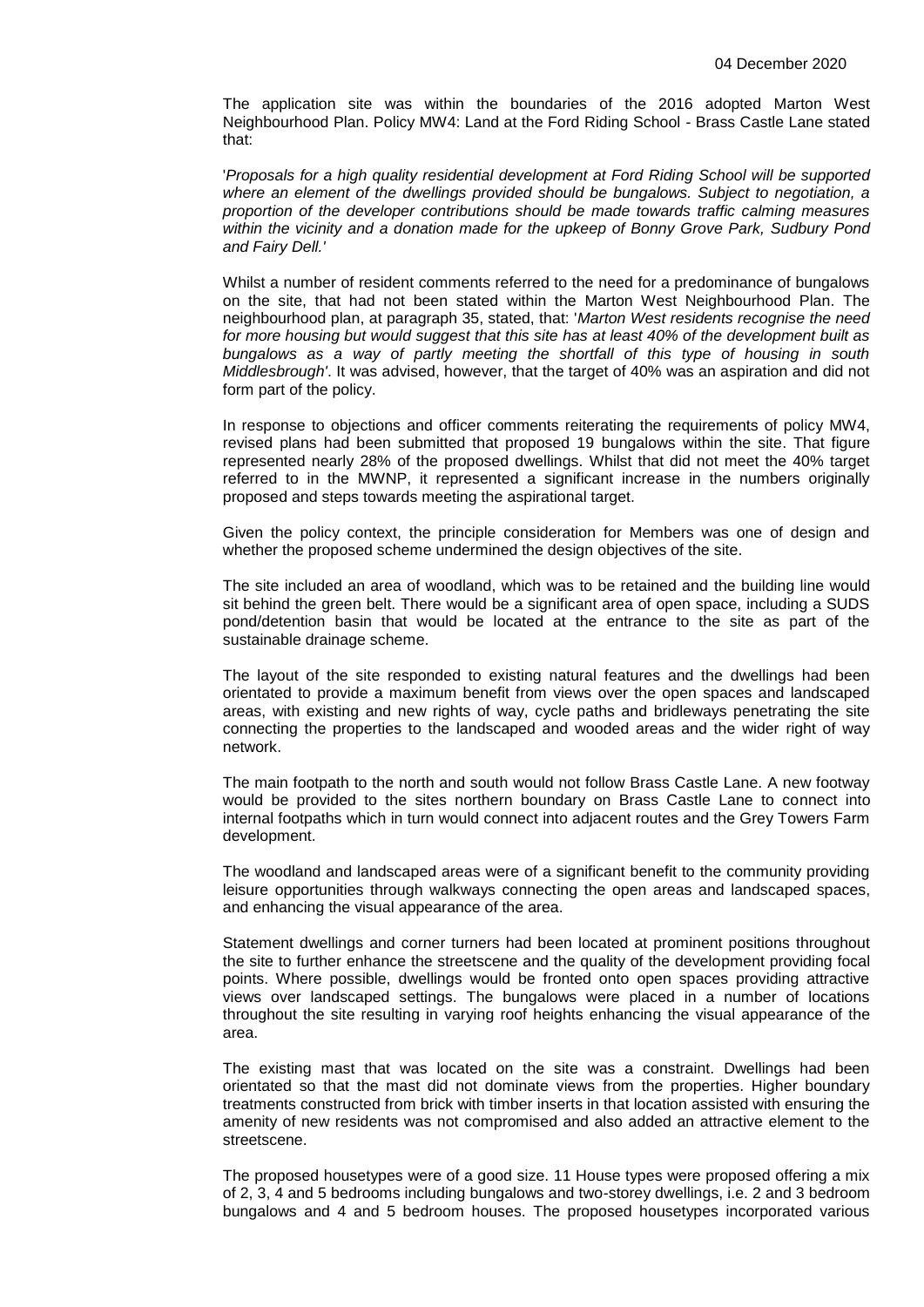The application site was within the boundaries of the 2016 adopted Marton West Neighbourhood Plan. Policy MW4: Land at the Ford Riding School - Brass Castle Lane stated that:

'*Proposals for a high quality residential development at Ford Riding School will be supported where an element of the dwellings provided should be bungalows. Subject to negotiation, a proportion of the developer contributions should be made towards traffic calming measures within the vicinity and a donation made for the upkeep of Bonny Grove Park, Sudbury Pond and Fairy Dell.*'

Whilst a number of resident comments referred to the need for a predominance of bungalows on the site, that had not been stated within the Marton West Neighbourhood Plan. The neighbourhood plan, at paragraph 35, stated, that: '*Marton West residents recognise the need for more housing but would suggest that this site has at least 40% of the development built as bungalows as a way of partly meeting the shortfall of this type of housing in south Middlesbrough*'. It was advised, however, that the target of 40% was an aspiration and did not form part of the policy.

In response to objections and officer comments reiterating the requirements of policy MW4, revised plans had been submitted that proposed 19 bungalows within the site. That figure represented nearly 28% of the proposed dwellings. Whilst that did not meet the 40% target referred to in the MWNP, it represented a significant increase in the numbers originally proposed and steps towards meeting the aspirational target.

Given the policy context, the principle consideration for Members was one of design and whether the proposed scheme undermined the design objectives of the site.

The site included an area of woodland, which was to be retained and the building line would sit behind the green belt. There would be a significant area of open space, including a SUDS pond/detention basin that would be located at the entrance to the site as part of the sustainable drainage scheme.

The layout of the site responded to existing natural features and the dwellings had been orientated to provide a maximum benefit from views over the open spaces and landscaped areas, with existing and new rights of way, cycle paths and bridleways penetrating the site connecting the properties to the landscaped and wooded areas and the wider right of way network.

The main footpath to the north and south would not follow Brass Castle Lane. A new footway would be provided to the sites northern boundary on Brass Castle Lane to connect into internal footpaths which in turn would connect into adjacent routes and the Grey Towers Farm development.

The woodland and landscaped areas were of a significant benefit to the community providing leisure opportunities through walkways connecting the open areas and landscaped spaces, and enhancing the visual appearance of the area.

Statement dwellings and corner turners had been located at prominent positions throughout the site to further enhance the streetscene and the quality of the development providing focal points. Where possible, dwellings would be fronted onto open spaces providing attractive views over landscaped settings. The bungalows were placed in a number of locations throughout the site resulting in varying roof heights enhancing the visual appearance of the area.

The existing mast that was located on the site was a constraint. Dwellings had been orientated so that the mast did not dominate views from the properties. Higher boundary treatments constructed from brick with timber inserts in that location assisted with ensuring the amenity of new residents was not compromised and also added an attractive element to the streetscene.

The proposed housetypes were of a good size. 11 House types were proposed offering a mix of 2, 3, 4 and 5 bedrooms including bungalows and two-storey dwellings, i.e. 2 and 3 bedroom bungalows and 4 and 5 bedroom houses. The proposed housetypes incorporated various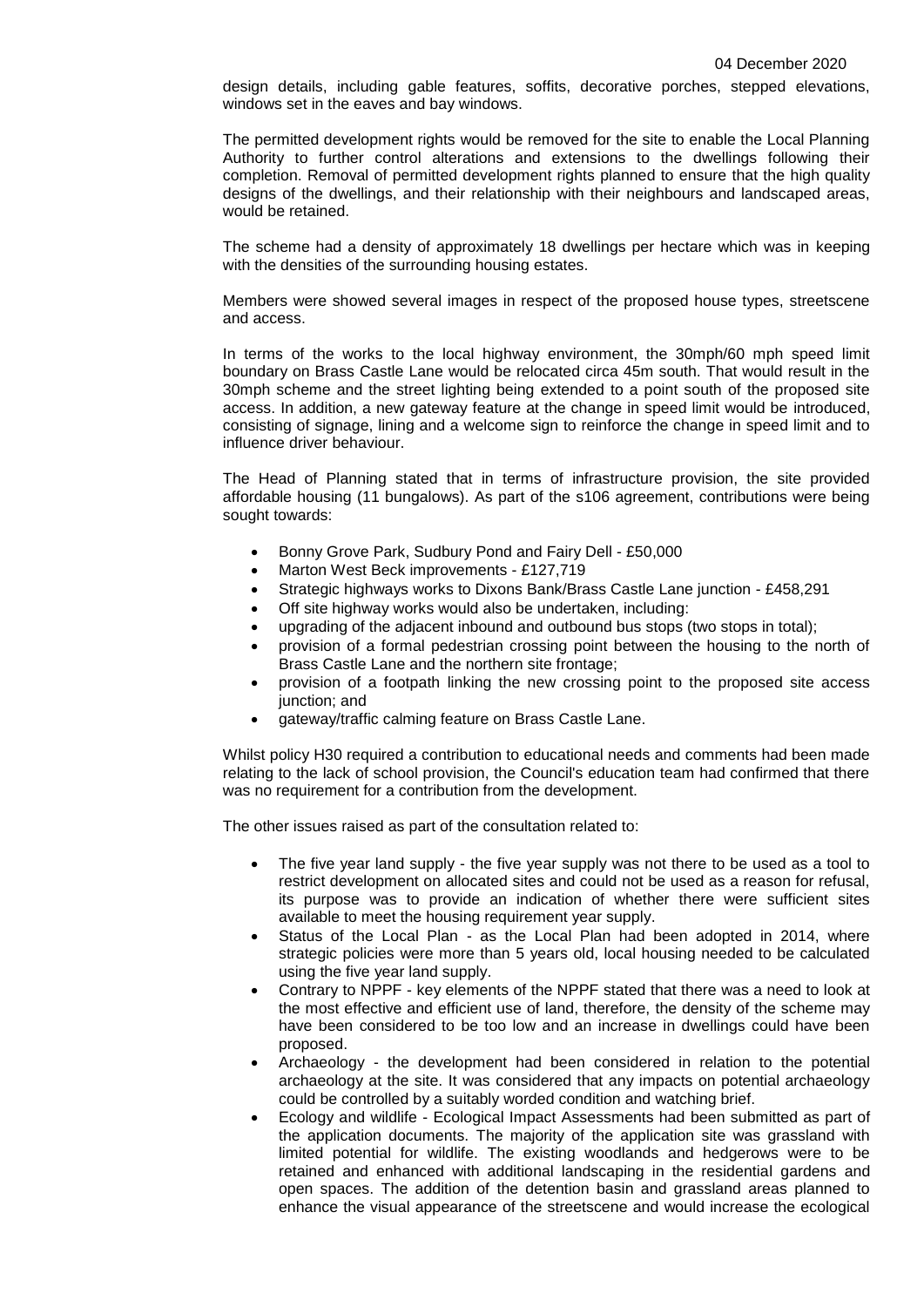design details, including gable features, soffits, decorative porches, stepped elevations, windows set in the eaves and bay windows.

The permitted development rights would be removed for the site to enable the Local Planning Authority to further control alterations and extensions to the dwellings following their completion. Removal of permitted development rights planned to ensure that the high quality designs of the dwellings, and their relationship with their neighbours and landscaped areas, would be retained.

The scheme had a density of approximately 18 dwellings per hectare which was in keeping with the densities of the surrounding housing estates.

Members were showed several images in respect of the proposed house types, streetscene and access.

In terms of the works to the local highway environment, the 30mph/60 mph speed limit boundary on Brass Castle Lane would be relocated circa 45m south. That would result in the 30mph scheme and the street lighting being extended to a point south of the proposed site access. In addition, a new gateway feature at the change in speed limit would be introduced, consisting of signage, lining and a welcome sign to reinforce the change in speed limit and to influence driver behaviour.

The Head of Planning stated that in terms of infrastructure provision, the site provided affordable housing (11 bungalows). As part of the s106 agreement, contributions were being sought towards:

- Bonny Grove Park, Sudbury Pond and Fairy Dell - £50,000
- Marton West Beck improvements - £127,719
- Strategic highways works to Dixons Bank/Brass Castle Lane junction - £458,291
- Off site highway works would also be undertaken, including:
- upgrading of the adjacent inbound and outbound bus stops (two stops in total);
- provision of a formal pedestrian crossing point between the housing to the north of Brass Castle Lane and the northern site frontage;
- provision of a footpath linking the new crossing point to the proposed site access junction; and
- gateway/traffic calming feature on Brass Castle Lane.

Whilst policy H30 required a contribution to educational needs and comments had been made relating to the lack of school provision, the Council's education team had confirmed that there was no requirement for a contribution from the development.

The other issues raised as part of the consultation related to:

- The five year land supply - the five year supply was not there to be used as a tool to restrict development on allocated sites and could not be used as a reason for refusal, its purpose was to provide an indication of whether there were sufficient sites available to meet the housing requirement year supply.
- Status of the Local Plan - as the Local Plan had been adopted in 2014, where strategic policies were more than 5 years old, local housing needed to be calculated using the five year land supply.
- Contrary to NPPF - key elements of the NPPF stated that there was a need to look at the most effective and efficient use of land, therefore, the density of the scheme may have been considered to be too low and an increase in dwellings could have been proposed.
- Archaeology - the development had been considered in relation to the potential archaeology at the site. It was considered that any impacts on potential archaeology could be controlled by a suitably worded condition and watching brief.
- Ecology and wildlife - Ecological Impact Assessments had been submitted as part of the application documents. The majority of the application site was grassland with limited potential for wildlife. The existing woodlands and hedgerows were to be retained and enhanced with additional landscaping in the residential gardens and open spaces. The addition of the detention basin and grassland areas planned to enhance the visual appearance of the streetscene and would increase the ecological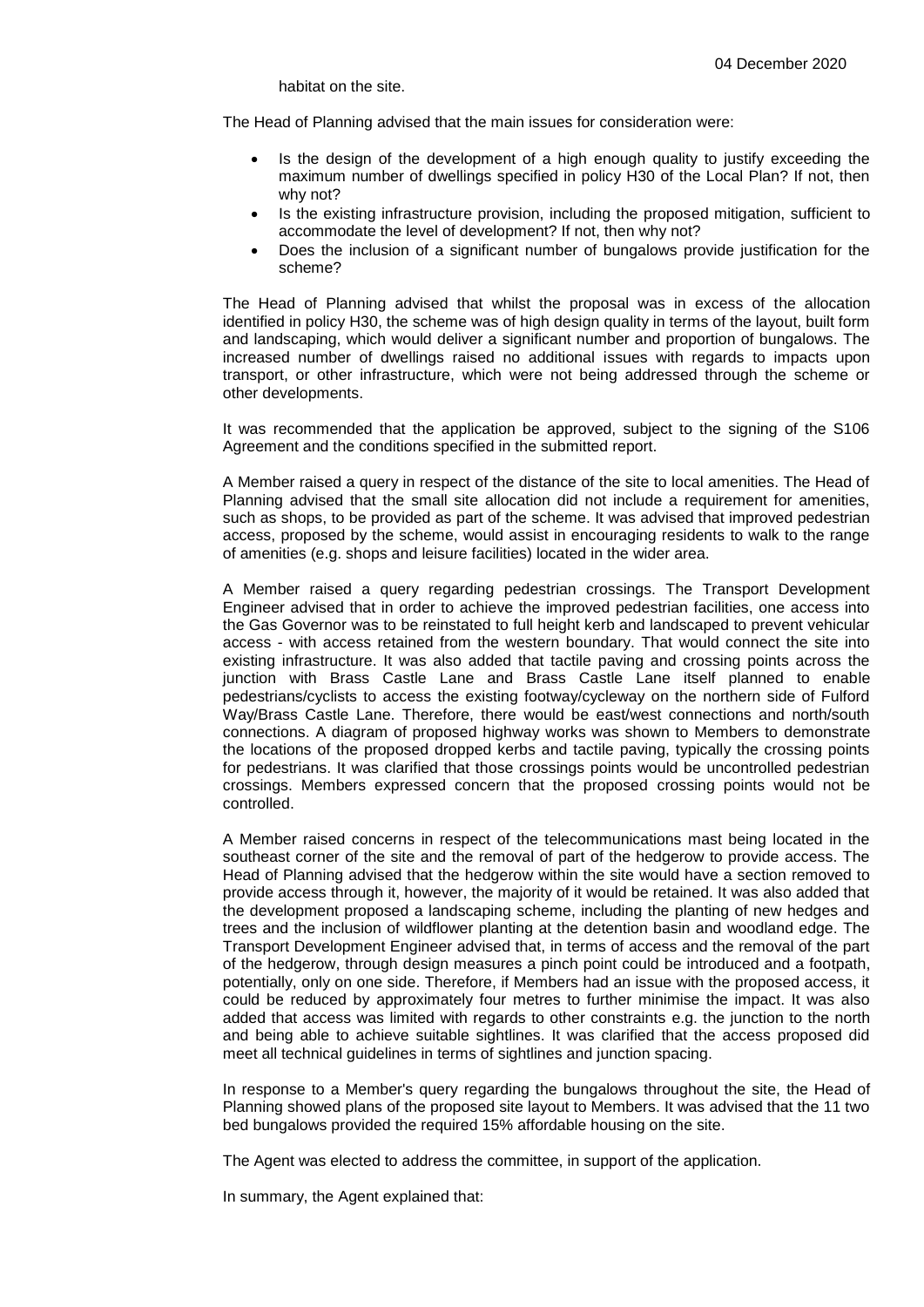habitat on the site.

The Head of Planning advised that the main issues for consideration were:

- Is the design of the development of a high enough quality to justify exceeding the maximum number of dwellings specified in policy H30 of the Local Plan? If not, then why not?
- Is the existing infrastructure provision, including the proposed mitigation, sufficient to accommodate the level of development? If not, then why not?
- Does the inclusion of a significant number of bungalows provide justification for the scheme?

The Head of Planning advised that whilst the proposal was in excess of the allocation identified in policy H30, the scheme was of high design quality in terms of the layout, built form and landscaping, which would deliver a significant number and proportion of bungalows. The increased number of dwellings raised no additional issues with regards to impacts upon transport, or other infrastructure, which were not being addressed through the scheme or other developments.

It was recommended that the application be approved, subject to the signing of the S106 Agreement and the conditions specified in the submitted report.

A Member raised a query in respect of the distance of the site to local amenities. The Head of Planning advised that the small site allocation did not include a requirement for amenities, such as shops, to be provided as part of the scheme. It was advised that improved pedestrian access, proposed by the scheme, would assist in encouraging residents to walk to the range of amenities (e.g. shops and leisure facilities) located in the wider area.

A Member raised a query regarding pedestrian crossings. The Transport Development Engineer advised that in order to achieve the improved pedestrian facilities, one access into the Gas Governor was to be reinstated to full height kerb and landscaped to prevent vehicular access - with access retained from the western boundary. That would connect the site into existing infrastructure. It was also added that tactile paving and crossing points across the junction with Brass Castle Lane and Brass Castle Lane itself planned to enable pedestrians/cyclists to access the existing footway/cycleway on the northern side of Fulford Way/Brass Castle Lane. Therefore, there would be east/west connections and north/south connections. A diagram of proposed highway works was shown to Members to demonstrate the locations of the proposed dropped kerbs and tactile paving, typically the crossing points for pedestrians. It was clarified that those crossings points would be uncontrolled pedestrian crossings. Members expressed concern that the proposed crossing points would not be controlled.

A Member raised concerns in respect of the telecommunications mast being located in the southeast corner of the site and the removal of part of the hedgerow to provide access. The Head of Planning advised that the hedgerow within the site would have a section removed to provide access through it, however, the majority of it would be retained. It was also added that the development proposed a landscaping scheme, including the planting of new hedges and trees and the inclusion of wildflower planting at the detention basin and woodland edge. The Transport Development Engineer advised that, in terms of access and the removal of the part of the hedgerow, through design measures a pinch point could be introduced and a footpath, potentially, only on one side. Therefore, if Members had an issue with the proposed access, it could be reduced by approximately four metres to further minimise the impact. It was also added that access was limited with regards to other constraints e.g. the junction to the north and being able to achieve suitable sightlines. It was clarified that the access proposed did meet all technical guidelines in terms of sightlines and junction spacing.

In response to a Member's query regarding the bungalows throughout the site, the Head of Planning showed plans of the proposed site layout to Members. It was advised that the 11 two bed bungalows provided the required 15% affordable housing on the site.

The Agent was elected to address the committee, in support of the application.

In summary, the Agent explained that: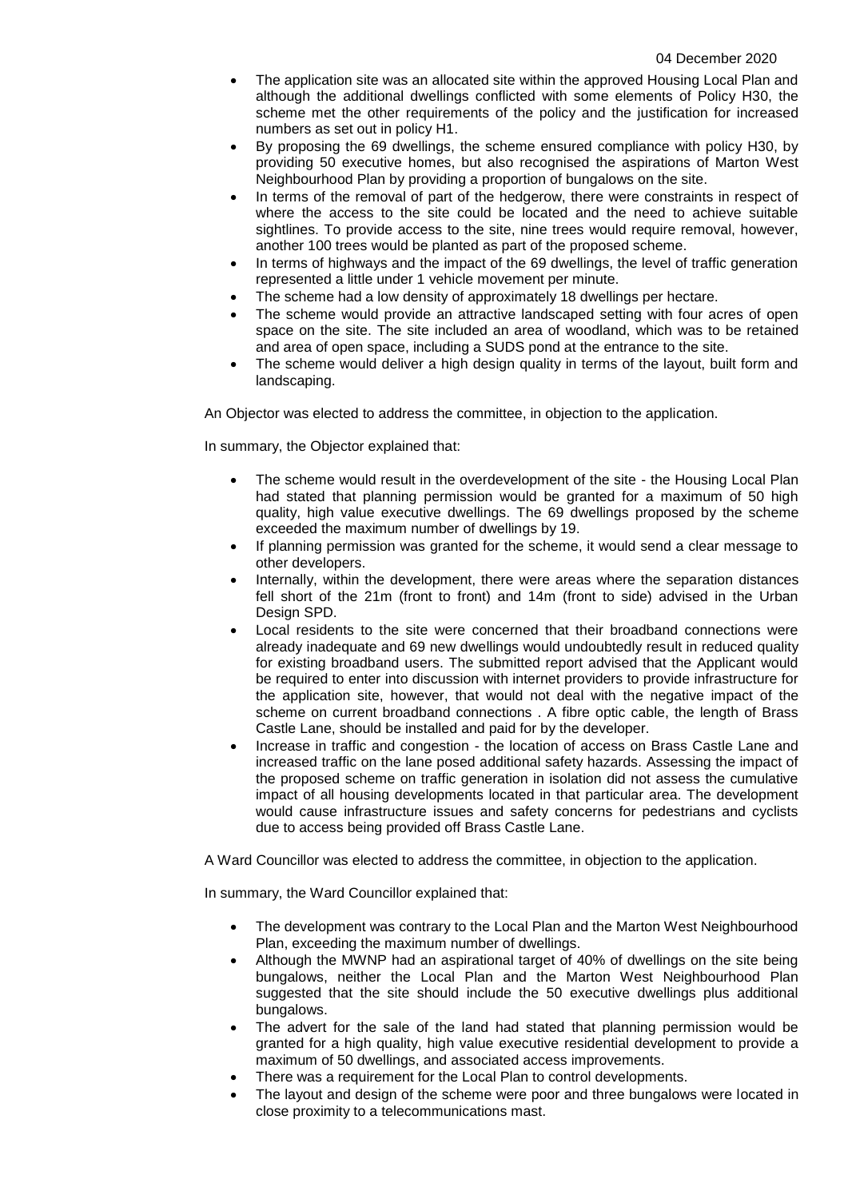- The application site was an allocated site within the approved Housing Local Plan and although the additional dwellings conflicted with some elements of Policy H30, the scheme met the other requirements of the policy and the justification for increased numbers as set out in policy H1.
- By proposing the 69 dwellings, the scheme ensured compliance with policy H30, by providing 50 executive homes, but also recognised the aspirations of Marton West Neighbourhood Plan by providing a proportion of bungalows on the site.
- In terms of the removal of part of the hedgerow, there were constraints in respect of where the access to the site could be located and the need to achieve suitable sightlines. To provide access to the site, nine trees would require removal, however, another 100 trees would be planted as part of the proposed scheme.
- In terms of highways and the impact of the 69 dwellings, the level of traffic generation represented a little under 1 vehicle movement per minute.
- The scheme had a low density of approximately 18 dwellings per hectare.
- The scheme would provide an attractive landscaped setting with four acres of open space on the site. The site included an area of woodland, which was to be retained and area of open space, including a SUDS pond at the entrance to the site.
- The scheme would deliver a high design quality in terms of the layout, built form and landscaping.

An Objector was elected to address the committee, in objection to the application.

In summary, the Objector explained that:

- The scheme would result in the overdevelopment of the site - the Housing Local Plan had stated that planning permission would be granted for a maximum of 50 high quality, high value executive dwellings. The 69 dwellings proposed by the scheme exceeded the maximum number of dwellings by 19.
- If planning permission was granted for the scheme, it would send a clear message to other developers.
- Internally, within the development, there were areas where the separation distances fell short of the 21m (front to front) and 14m (front to side) advised in the Urban Design SPD.
- Local residents to the site were concerned that their broadband connections were already inadequate and 69 new dwellings would undoubtedly result in reduced quality for existing broadband users. The submitted report advised that the Applicant would be required to enter into discussion with internet providers to provide infrastructure for the application site, however, that would not deal with the negative impact of the scheme on current broadband connections . A fibre optic cable, the length of Brass Castle Lane, should be installed and paid for by the developer.
- Increase in traffic and congestion - the location of access on Brass Castle Lane and increased traffic on the lane posed additional safety hazards. Assessing the impact of the proposed scheme on traffic generation in isolation did not assess the cumulative impact of all housing developments located in that particular area. The development would cause infrastructure issues and safety concerns for pedestrians and cyclists due to access being provided off Brass Castle Lane.

A Ward Councillor was elected to address the committee, in objection to the application.

In summary, the Ward Councillor explained that:

- The development was contrary to the Local Plan and the Marton West Neighbourhood Plan, exceeding the maximum number of dwellings.
- Although the MWNP had an aspirational target of 40% of dwellings on the site being bungalows, neither the Local Plan and the Marton West Neighbourhood Plan suggested that the site should include the 50 executive dwellings plus additional bungalows.
- The advert for the sale of the land had stated that planning permission would be granted for a high quality, high value executive residential development to provide a maximum of 50 dwellings, and associated access improvements.
- There was a requirement for the Local Plan to control developments.
- The layout and design of the scheme were poor and three bungalows were located in close proximity to a telecommunications mast.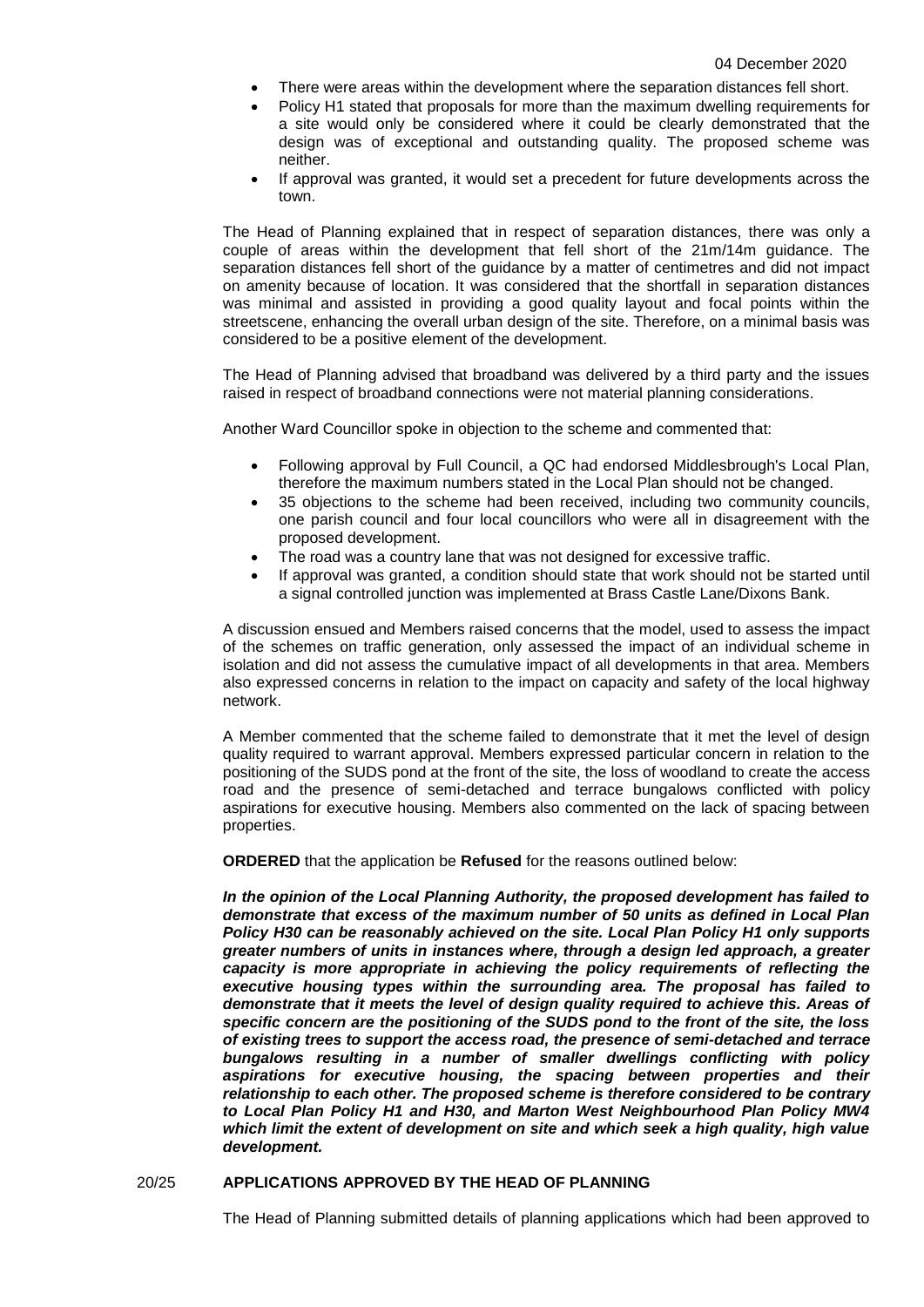- There were areas within the development where the separation distances fell short.
- Policy H1 stated that proposals for more than the maximum dwelling requirements for a site would only be considered where it could be clearly demonstrated that the design was of exceptional and outstanding quality. The proposed scheme was neither.
- If approval was granted, it would set a precedent for future developments across the town.

The Head of Planning explained that in respect of separation distances, there was only a couple of areas within the development that fell short of the 21m/14m guidance. The separation distances fell short of the guidance by a matter of centimetres and did not impact on amenity because of location. It was considered that the shortfall in separation distances was minimal and assisted in providing a good quality layout and focal points within the streetscene, enhancing the overall urban design of the site. Therefore, on a minimal basis was considered to be a positive element of the development.

The Head of Planning advised that broadband was delivered by a third party and the issues raised in respect of broadband connections were not material planning considerations.

Another Ward Councillor spoke in objection to the scheme and commented that:

- Following approval by Full Council, a QC had endorsed Middlesbrough's Local Plan, therefore the maximum numbers stated in the Local Plan should not be changed.
- 35 objections to the scheme had been received, including two community councils, one parish council and four local councillors who were all in disagreement with the proposed development.
- The road was a country lane that was not designed for excessive traffic.
- If approval was granted, a condition should state that work should not be started until a signal controlled junction was implemented at Brass Castle Lane/Dixons Bank.

A discussion ensued and Members raised concerns that the model, used to assess the impact of the schemes on traffic generation, only assessed the impact of an individual scheme in isolation and did not assess the cumulative impact of all developments in that area. Members also expressed concerns in relation to the impact on capacity and safety of the local highway network.

A Member commented that the scheme failed to demonstrate that it met the level of design quality required to warrant approval. Members expressed particular concern in relation to the positioning of the SUDS pond at the front of the site, the loss of woodland to create the access road and the presence of semi-detached and terrace bungalows conflicted with policy aspirations for executive housing. Members also commented on the lack of spacing between properties.

**ORDERED** that the application be **Refused** for the reasons outlined below:

***In the opinion of the Local Planning Authority, the proposed development has failed to demonstrate that excess of the maximum number of 50 units as defined in Local Plan Policy H30 can be reasonably achieved on the site. Local Plan Policy H1 only supports greater numbers of units in instances where, through a design led approach, a greater capacity is more appropriate in achieving the policy requirements of reflecting the executive housing types within the surrounding area. The proposal has failed to demonstrate that it meets the level of design quality required to achieve this. Areas of specific concern are the positioning of the SUDS pond to the front of the site, the loss of existing trees to support the access road, the presence of semi-detached and terrace bungalows resulting in a number of smaller dwellings conflicting with policy aspirations for executive housing, the spacing between properties and their relationship to each other. The proposed scheme is therefore considered to be contrary to Local Plan Policy H1 and H30, and Marton West Neighbourhood Plan Policy MW4 which limit the extent of development on site and which seek a high quality, high value development.***

## 20/25 APPLICATIONS APPROVED BY THE HEAD OF PLANNING

The Head of Planning submitted details of planning applications which had been approved to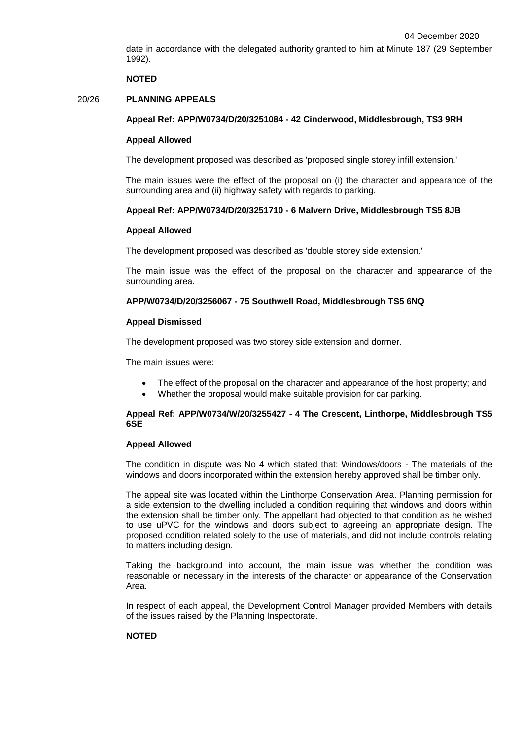date in accordance with the delegated authority granted to him at Minute 187 (29 September 1992).

**NOTED**

## 20/26 PLANNING APPEALS

**Appeal Ref: APP/W0734/D/20/3251084 - 42 Cinderwood, Middlesbrough, TS3 9RH**

**Appeal Allowed**

The development proposed was described as 'proposed single storey infill extension.'

The main issues were the effect of the proposal on (i) the character and appearance of the surrounding area and (ii) highway safety with regards to parking.

**Appeal Ref: APP/W0734/D/20/3251710 - 6 Malvern Drive, Middlesbrough TS5 8JB**

**Appeal Allowed**

The development proposed was described as 'double storey side extension.'

The main issue was the effect of the proposal on the character and appearance of the surrounding area.

**APP/W0734/D/20/3256067 - 75 Southwell Road, Middlesbrough TS5 6NQ**

**Appeal Dismissed**

The development proposed was two storey side extension and dormer.

The main issues were:

- The effect of the proposal on the character and appearance of the host property; and
- Whether the proposal would make suitable provision for car parking.

**Appeal Ref: APP/W0734/W/20/3255427 - 4 The Crescent, Linthorpe, Middlesbrough TS5 6SE**

**Appeal Allowed**

The condition in dispute was No 4 which stated that: Windows/doors - The materials of the windows and doors incorporated within the extension hereby approved shall be timber only.

The appeal site was located within the Linthorpe Conservation Area. Planning permission for a side extension to the dwelling included a condition requiring that windows and doors within the extension shall be timber only. The appellant had objected to that condition as he wished to use uPVC for the windows and doors subject to agreeing an appropriate design. The proposed condition related solely to the use of materials, and did not include controls relating to matters including design.

Taking the background into account, the main issue was whether the condition was reasonable or necessary in the interests of the character or appearance of the Conservation Area.

In respect of each appeal, the Development Control Manager provided Members with details of the issues raised by the Planning Inspectorate.

**NOTED**